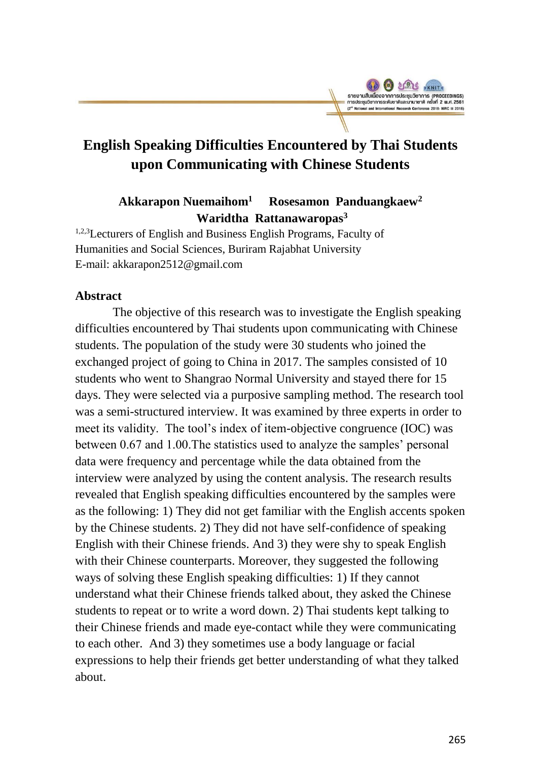# English Speaking Difficulties Encountered by Thai Students upon Communicating with Chinese Students

**Akkarapon Nuemaihom[1] Rosesamon Panduangkaew[2] Waridtha Rattanawaropas[3]**

[1,2,3]Lecturers of English and Business English Programs, Faculty of Humanities and Social Sciences, Buriram Rajabhat University
E-mail: akkarapon2512@gmail.com

## Abstract

The objective of this research was to investigate the English speaking difficulties encountered by Thai students upon communicating with Chinese students. The population of the study were 30 students who joined the exchanged project of going to China in 2017. The samples consisted of 10 students who went to Shangrao Normal University and stayed there for 15 days. They were selected via a purposive sampling method. The research tool was a semi-structured interview. It was examined by three experts in order to meet its validity. The tool's index of item-objective congruence (IOC) was between 0.67 and 1.00.The statistics used to analyze the samples' personal data were frequency and percentage while the data obtained from the interview were analyzed by using the content analysis. The research results revealed that English speaking difficulties encountered by the samples were as the following: 1) They did not get familiar with the English accents spoken by the Chinese students. 2) They did not have self-confidence of speaking English with their Chinese friends. And 3) they were shy to speak English with their Chinese counterparts. Moreover, they suggested the following ways of solving these English speaking difficulties: 1) If they cannot understand what their Chinese friends talked about, they asked the Chinese students to repeat or to write a word down. 2) Thai students kept talking to their Chinese friends and made eye-contact while they were communicating to each other. And 3) they sometimes use a body language or facial expressions to help their friends get better understanding of what they talked about.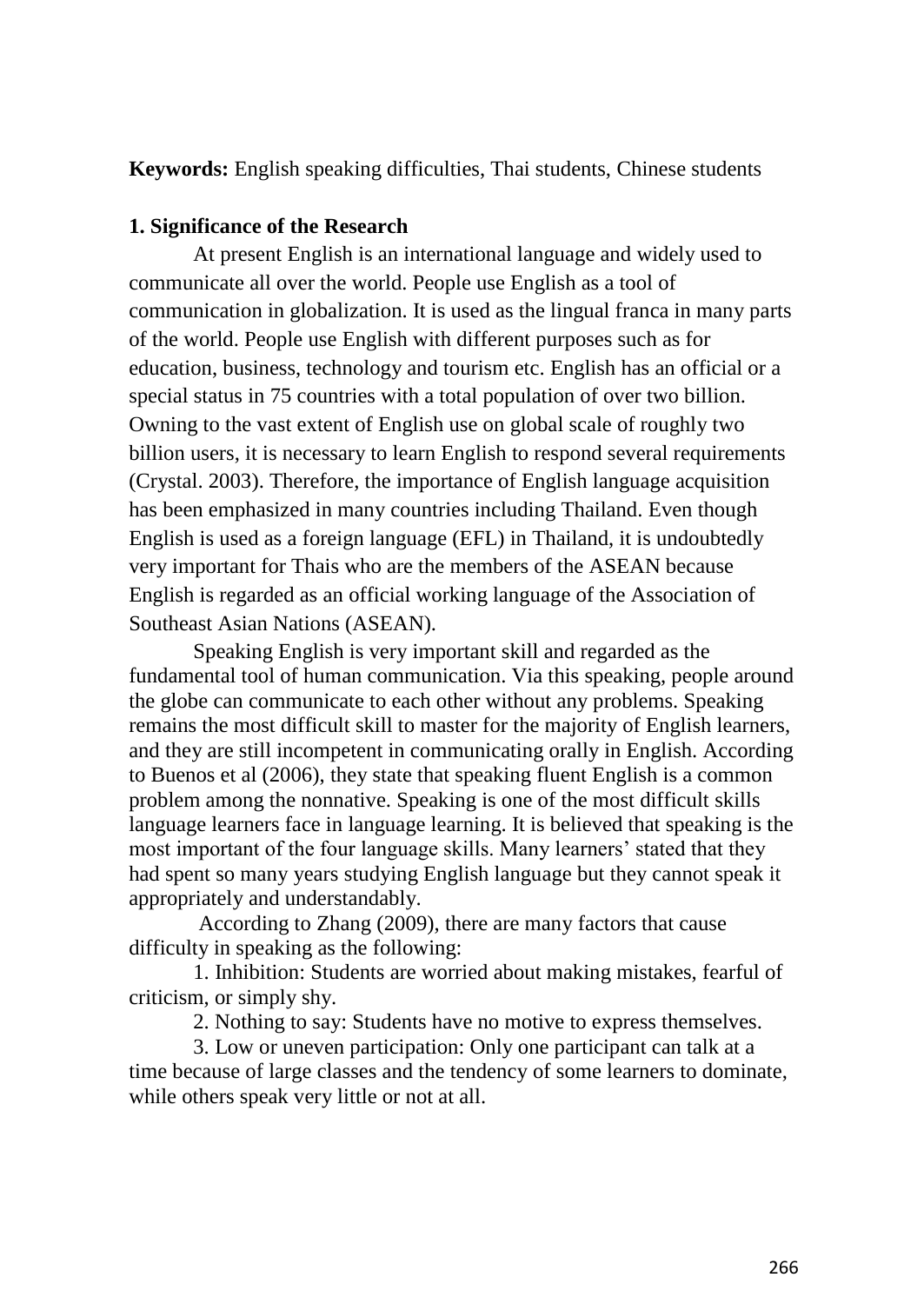**Keywords:** English speaking difficulties, Thai students, Chinese students

## 1. Significance of the Research

At present English is an international language and widely used to communicate all over the world. People use English as a tool of communication in globalization. It is used as the lingual franca in many parts of the world. People use English with different purposes such as for education, business, technology and tourism etc. English has an official or a special status in 75 countries with a total population of over two billion. Owning to the vast extent of English use on global scale of roughly two billion users, it is necessary to learn English to respond several requirements (Crystal. 2003). Therefore, the importance of English language acquisition has been emphasized in many countries including Thailand. Even though English is used as a foreign language (EFL) in Thailand, it is undoubtedly very important for Thais who are the members of the ASEAN because English is regarded as an official working language of the Association of Southeast Asian Nations (ASEAN).

Speaking English is very important skill and regarded as the fundamental tool of human communication. Via this speaking, people around the globe can communicate to each other without any problems. Speaking remains the most difficult skill to master for the majority of English learners, and they are still incompetent in communicating orally in English. According to Buenos et al (2006), they state that speaking fluent English is a common problem among the nonnative. Speaking is one of the most difficult skills language learners face in language learning. It is believed that speaking is the most important of the four language skills. Many learners' stated that they had spent so many years studying English language but they cannot speak it appropriately and understandably.

According to Zhang (2009), there are many factors that cause difficulty in speaking as the following:

1. Inhibition: Students are worried about making mistakes, fearful of criticism, or simply shy.
2. Nothing to say: Students have no motive to express themselves.
3. Low or uneven participation: Only one participant can talk at a time because of large classes and the tendency of some learners to dominate, while others speak very little or not at all.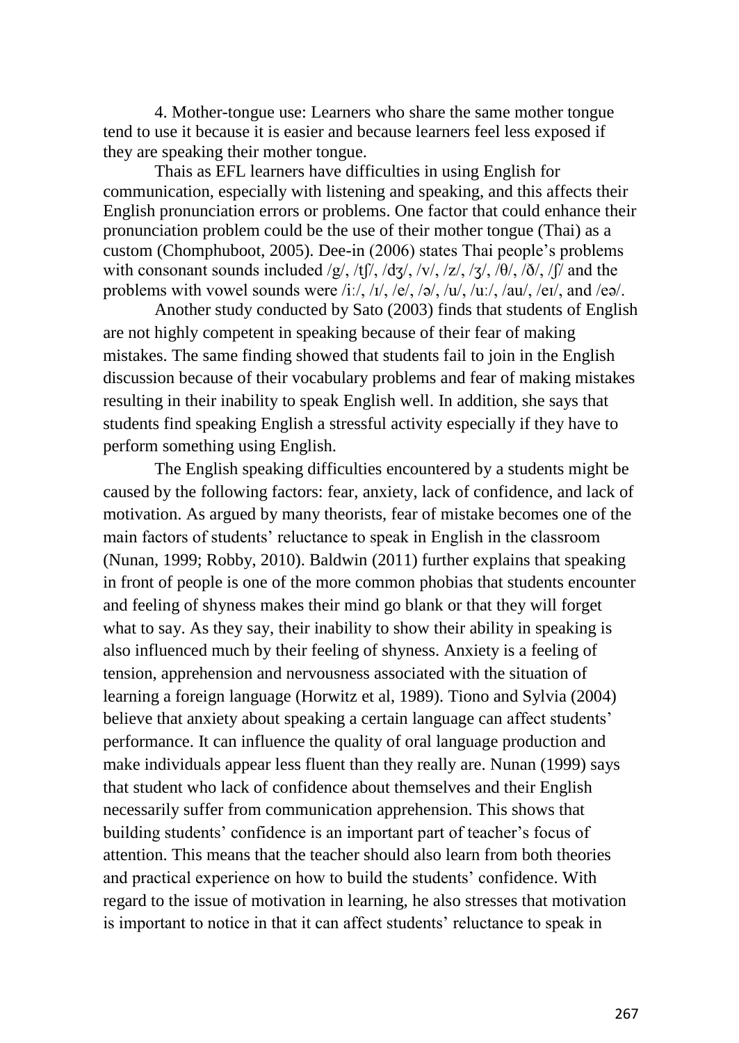4. Mother-tongue use: Learners who share the same mother tongue tend to use it because it is easier and because learners feel less exposed if they are speaking their mother tongue.

Thais as EFL learners have difficulties in using English for communication, especially with listening and speaking, and this affects their English pronunciation errors or problems. One factor that could enhance their pronunciation problem could be the use of their mother tongue (Thai) as a custom (Chomphuboot, 2005). Dee-in (2006) states Thai people's problems with consonant sounds included /g/, /tʃ/, /dʒ/, /v/, /z/, /ʒ/, /θ/, /ð/, /ʃ/ and the problems with vowel sounds were /iː/, /ɪ/, /e/, /ə/, /u/, /uː/, /au/, /eɪ/, and /eə/.

Another study conducted by Sato (2003) finds that students of English are not highly competent in speaking because of their fear of making mistakes. The same finding showed that students fail to join in the English discussion because of their vocabulary problems and fear of making mistakes resulting in their inability to speak English well. In addition, she says that students find speaking English a stressful activity especially if they have to perform something using English.

The English speaking difficulties encountered by a students might be caused by the following factors: fear, anxiety, lack of confidence, and lack of motivation. As argued by many theorists, fear of mistake becomes one of the main factors of students' reluctance to speak in English in the classroom (Nunan, 1999; Robby, 2010). Baldwin (2011) further explains that speaking in front of people is one of the more common phobias that students encounter and feeling of shyness makes their mind go blank or that they will forget what to say. As they say, their inability to show their ability in speaking is also influenced much by their feeling of shyness. Anxiety is a feeling of tension, apprehension and nervousness associated with the situation of learning a foreign language (Horwitz et al, 1989). Tiono and Sylvia (2004) believe that anxiety about speaking a certain language can affect students' performance. It can influence the quality of oral language production and make individuals appear less fluent than they really are. Nunan (1999) says that student who lack of confidence about themselves and their English necessarily suffer from communication apprehension. This shows that building students' confidence is an important part of teacher's focus of attention. This means that the teacher should also learn from both theories and practical experience on how to build the students' confidence. With regard to the issue of motivation in learning, he also stresses that motivation is important to notice in that it can affect students' reluctance to speak in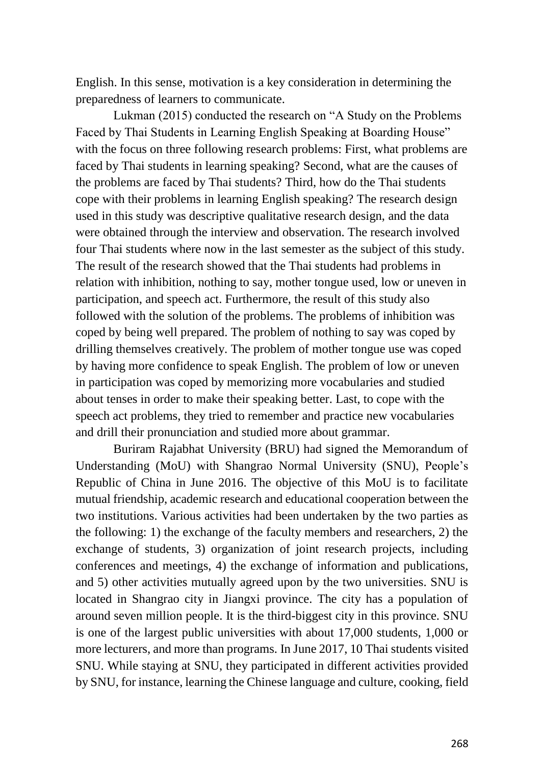English. In this sense, motivation is a key consideration in determining the preparedness of learners to communicate.

Lukman (2015) conducted the research on "A Study on the Problems Faced by Thai Students in Learning English Speaking at Boarding House" with the focus on three following research problems: First, what problems are faced by Thai students in learning speaking? Second, what are the causes of the problems are faced by Thai students? Third, how do the Thai students cope with their problems in learning English speaking? The research design used in this study was descriptive qualitative research design, and the data were obtained through the interview and observation. The research involved four Thai students where now in the last semester as the subject of this study. The result of the research showed that the Thai students had problems in relation with inhibition, nothing to say, mother tongue used, low or uneven in participation, and speech act. Furthermore, the result of this study also followed with the solution of the problems. The problems of inhibition was coped by being well prepared. The problem of nothing to say was coped by drilling themselves creatively. The problem of mother tongue use was coped by having more confidence to speak English. The problem of low or uneven in participation was coped by memorizing more vocabularies and studied about tenses in order to make their speaking better. Last, to cope with the speech act problems, they tried to remember and practice new vocabularies and drill their pronunciation and studied more about grammar.

Buriram Rajabhat University (BRU) had signed the Memorandum of Understanding (MoU) with Shangrao Normal University (SNU), People's Republic of China in June 2016. The objective of this MoU is to facilitate mutual friendship, academic research and educational cooperation between the two institutions. Various activities had been undertaken by the two parties as the following: 1) the exchange of the faculty members and researchers, 2) the exchange of students, 3) organization of joint research projects, including conferences and meetings, 4) the exchange of information and publications, and 5) other activities mutually agreed upon by the two universities. SNU is located in Shangrao city in Jiangxi province. The city has a population of around seven million people. It is the third-biggest city in this province. SNU is one of the largest public universities with about 17,000 students, 1,000 or more lecturers, and more than programs. In June 2017, 10 Thai students visited SNU. While staying at SNU, they participated in different activities provided by SNU, for instance, learning the Chinese language and culture, cooking, field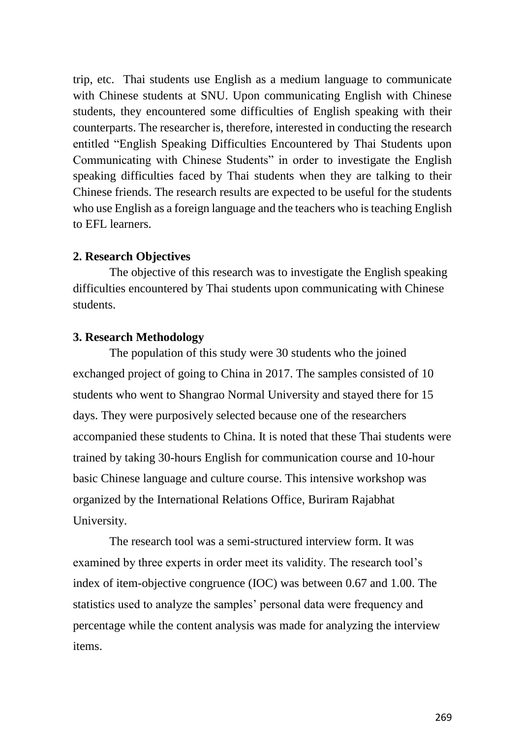trip, etc. Thai students use English as a medium language to communicate with Chinese students at SNU. Upon communicating English with Chinese students, they encountered some difficulties of English speaking with their counterparts. The researcher is, therefore, interested in conducting the research entitled "English Speaking Difficulties Encountered by Thai Students upon Communicating with Chinese Students" in order to investigate the English speaking difficulties faced by Thai students when they are talking to their Chinese friends. The research results are expected to be useful for the students who use English as a foreign language and the teachers who is teaching English to EFL learners.

**2. Research Objectives**

The objective of this research was to investigate the English speaking difficulties encountered by Thai students upon communicating with Chinese students.

**3. Research Methodology**

The population of this study were 30 students who the joined exchanged project of going to China in 2017. The samples consisted of 10 students who went to Shangrao Normal University and stayed there for 15 days. They were purposively selected because one of the researchers accompanied these students to China. It is noted that these Thai students were trained by taking 30-hours English for communication course and 10-hour basic Chinese language and culture course. This intensive workshop was organized by the International Relations Office, Buriram Rajabhat University.

The research tool was a semi-structured interview form. It was examined by three experts in order meet its validity. The research tool's index of item-objective congruence (IOC) was between 0.67 and 1.00. The statistics used to analyze the samples' personal data were frequency and percentage while the content analysis was made for analyzing the interview items.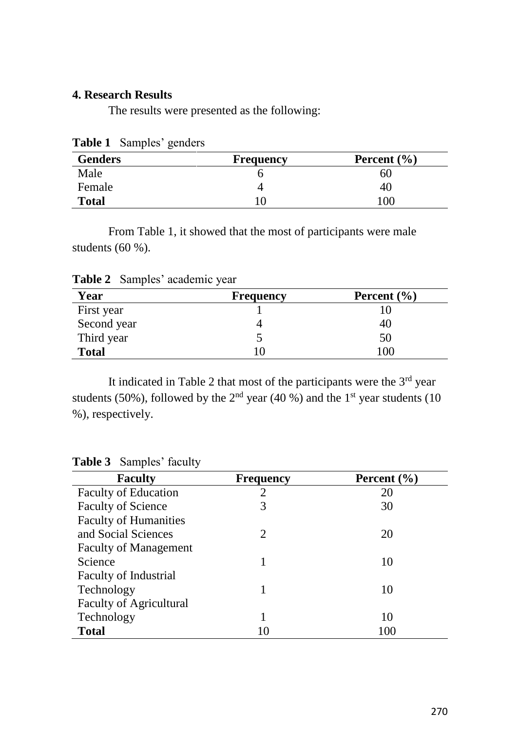## 4. Research Results

The results were presented as the following:

**Table 1** Samples' genders

| Genders | Frequency | Percent (%) |
|---|---|---|
| Male | 6 | 60 |
| Female | 4 | 40 |
| **Total** | 10 | 100 |

From Table 1, it showed that the most of participants were male students (60 %).

**Table 2** Samples' academic year

| Year | Frequency | Percent (%) |
|---|---|---|
| First year | 1 | 10 |
| Second year | 4 | 40 |
| Third year | 5 | 50 |
| **Total** | 10 | 100 |

It indicated in Table 2 that most of the participants were the 3rd year students (50%), followed by the 2nd year (40 %) and the 1st year students (10 %), respectively.

**Table 3** Samples' faculty

| Faculty | Frequency | Percent (%) |
|---|---|---|
| Faculty of Education | 2 | 20 |
| Faculty of Science | 3 | 30 |
| Faculty of Humanities and Social Sciences | 2 | 20 |
| Faculty of Management Science | 1 | 10 |
| Faculty of Industrial Technology | 1 | 10 |
| Faculty of Agricultural Technology | 1 | 10 |
| **Total** | 10 | 100 |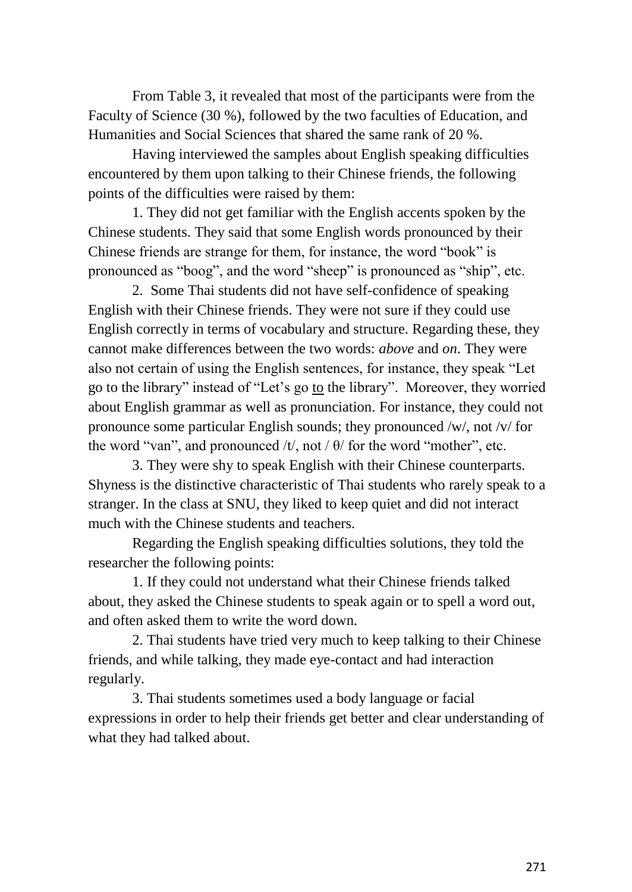From Table 3, it revealed that most of the participants were from the Faculty of Science (30 %), followed by the two faculties of Education, and Humanities and Social Sciences that shared the same rank of 20 %.

Having interviewed the samples about English speaking difficulties encountered by them upon talking to their Chinese friends, the following points of the difficulties were raised by them:

1. They did not get familiar with the English accents spoken by the Chinese students. They said that some English words pronounced by their Chinese friends are strange for them, for instance, the word "book" is pronounced as "boog", and the word "sheep" is pronounced as "ship", etc.

2. Some Thai students did not have self-confidence of speaking English with their Chinese friends. They were not sure if they could use English correctly in terms of vocabulary and structure. Regarding these, they cannot make differences between the two words: *above* and *on*. They were also not certain of using the English sentences, for instance, they speak "Let go to the library" instead of "Let's go <u>to</u> the library". Moreover, they worried about English grammar as well as pronunciation. For instance, they could not pronounce some particular English sounds; they pronounced /w/, not /v/ for the word "van", and pronounced /t/, not / θ/ for the word "mother", etc.

3. They were shy to speak English with their Chinese counterparts. Shyness is the distinctive characteristic of Thai students who rarely speak to a stranger. In the class at SNU, they liked to keep quiet and did not interact much with the Chinese students and teachers.

Regarding the English speaking difficulties solutions, they told the researcher the following points:

1. If they could not understand what their Chinese friends talked about, they asked the Chinese students to speak again or to spell a word out, and often asked them to write the word down.

2. Thai students have tried very much to keep talking to their Chinese friends, and while talking, they made eye-contact and had interaction regularly.

3. Thai students sometimes used a body language or facial expressions in order to help their friends get better and clear understanding of what they had talked about.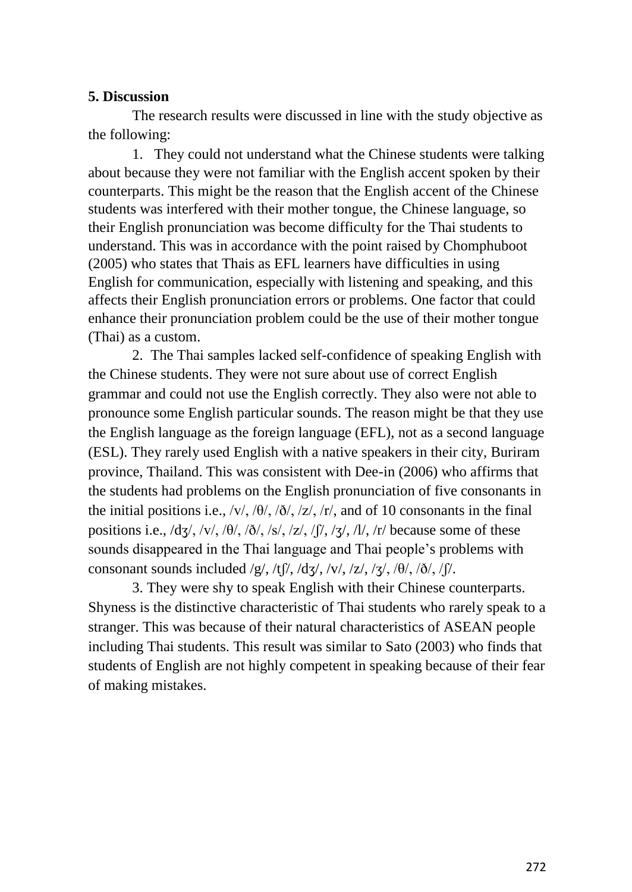**5. Discussion**

The research results were discussed in line with the study objective as the following:

1. They could not understand what the Chinese students were talking about because they were not familiar with the English accent spoken by their counterparts. This might be the reason that the English accent of the Chinese students was interfered with their mother tongue, the Chinese language, so their English pronunciation was become difficulty for the Thai students to understand. This was in accordance with the point raised by Chomphuboot (2005) who states that Thais as EFL learners have difficulties in using English for communication, especially with listening and speaking, and this affects their English pronunciation errors or problems. One factor that could enhance their pronunciation problem could be the use of their mother tongue (Thai) as a custom.

2. The Thai samples lacked self-confidence of speaking English with the Chinese students. They were not sure about use of correct English grammar and could not use the English correctly. They also were not able to pronounce some English particular sounds. The reason might be that they use the English language as the foreign language (EFL), not as a second language (ESL). They rarely used English with a native speakers in their city, Buriram province, Thailand. This was consistent with Dee-in (2006) who affirms that the students had problems on the English pronunciation of five consonants in the initial positions i.e., /v/, /θ/, /ð/, /z/, /r/, and of 10 consonants in the final positions i.e., /dʒ/, /v/, /θ/, /ð/, /s/, /z/, /ʃ/, /ʒ/, /l/, /r/ because some of these sounds disappeared in the Thai language and Thai people's problems with consonant sounds included /g/, /tʃ/, /dʒ/, /v/, /z/, /ʒ/, /θ/, /ð/, /ʃ/.

3. They were shy to speak English with their Chinese counterparts. Shyness is the distinctive characteristic of Thai students who rarely speak to a stranger. This was because of their natural characteristics of ASEAN people including Thai students. This result was similar to Sato (2003) who finds that students of English are not highly competent in speaking because of their fear of making mistakes.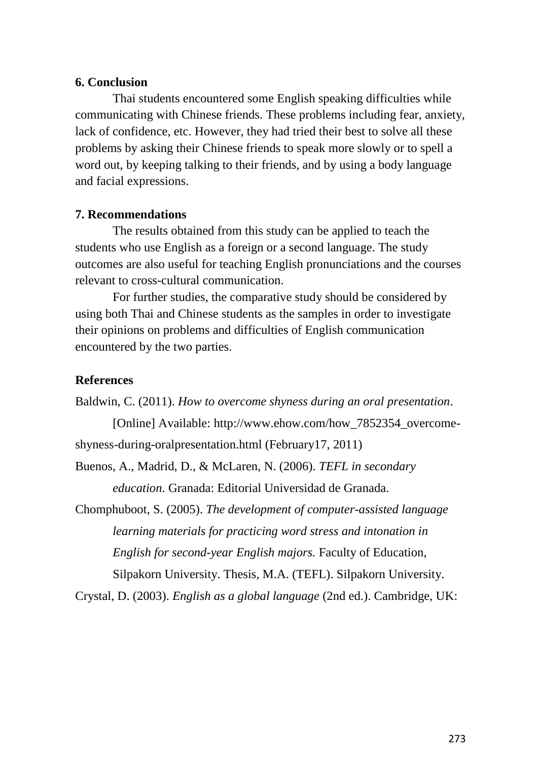## 6. Conclusion

Thai students encountered some English speaking difficulties while communicating with Chinese friends. These problems including fear, anxiety, lack of confidence, etc. However, they had tried their best to solve all these problems by asking their Chinese friends to speak more slowly or to spell a word out, by keeping talking to their friends, and by using a body language and facial expressions.

## 7. Recommendations

The results obtained from this study can be applied to teach the students who use English as a foreign or a second language. The study outcomes are also useful for teaching English pronunciations and the courses relevant to cross-cultural communication.

For further studies, the comparative study should be considered by using both Thai and Chinese students as the samples in order to investigate their opinions on problems and difficulties of English communication encountered by the two parties.

## References

Baldwin, C. (2011). *How to overcome shyness during an oral presentation*. [Online] Available: http://www.ehow.com/how_7852354_overcome-shyness-during-oralpresentation.html (February17, 2011)

Buenos, A., Madrid, D., & McLaren, N. (2006). *TEFL in secondary education*. Granada: Editorial Universidad de Granada.

Chomphuboot, S. (2005). *The development of computer-assisted language learning materials for practicing word stress and intonation in English for second-year English majors.* Faculty of Education, Silpakorn University. Thesis, M.A. (TEFL). Silpakorn University.

Crystal, D. (2003). *English as a global language* (2nd ed.). Cambridge, UK: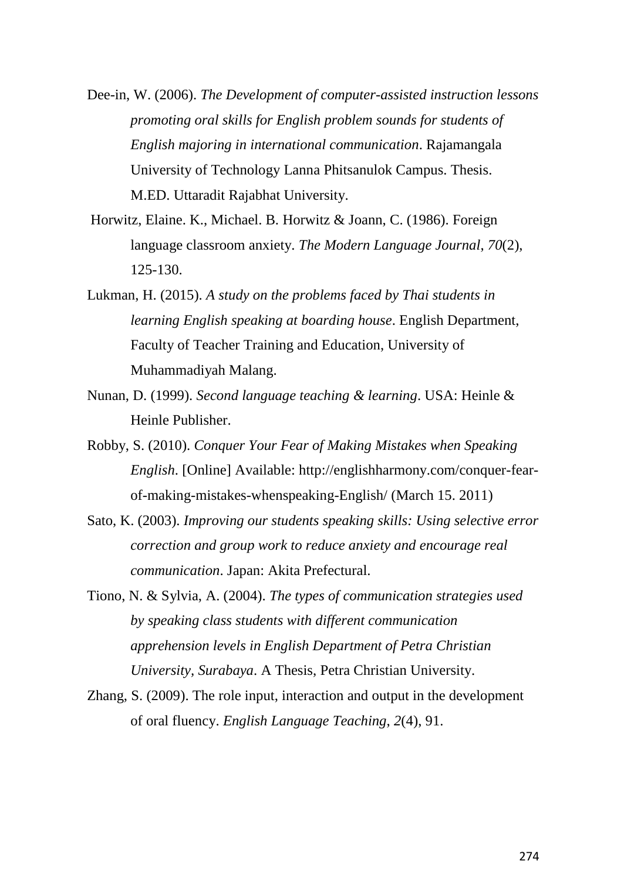Dee-in, W. (2006). *The Development of computer-assisted instruction lessons promoting oral skills for English problem sounds for students of English majoring in international communication*. Rajamangala University of Technology Lanna Phitsanulok Campus. Thesis. M.ED. Uttaradit Rajabhat University.

Horwitz, Elaine. K., Michael. B. Horwitz & Joann, C. (1986). Foreign language classroom anxiety. *The Modern Language Journal, 70*(2), 125-130.

Lukman, H. (2015). *A study on the problems faced by Thai students in learning English speaking at boarding house*. English Department, Faculty of Teacher Training and Education, University of Muhammadiyah Malang.

Nunan, D. (1999). *Second language teaching & learning*. USA: Heinle & Heinle Publisher.

Robby, S. (2010). *Conquer Your Fear of Making Mistakes when Speaking English*. [Online] Available: http://englishharmony.com/conquer-fear-of-making-mistakes-whenspeaking-English/ (March 15. 2011)

Sato, K. (2003). *Improving our students speaking skills: Using selective error correction and group work to reduce anxiety and encourage real communication*. Japan: Akita Prefectural.

Tiono, N. & Sylvia, A. (2004). *The types of communication strategies used by speaking class students with different communication apprehension levels in English Department of Petra Christian University, Surabaya*. A Thesis, Petra Christian University.

Zhang, S. (2009). The role input, interaction and output in the development of oral fluency. *English Language Teaching*, *2*(4), 91.